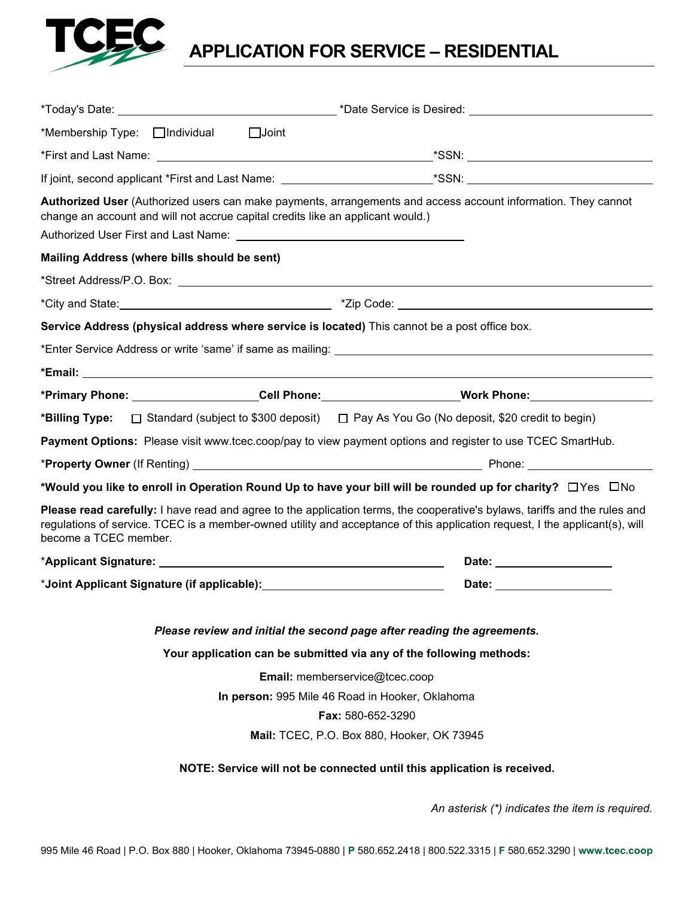TCEC

# APPLICATION FOR SERVICE – RESIDENTIAL

*Today's Date: ______________________ *Date Service is Desired: ______________________

*Membership Type: ☐ Individual ☐ Joint

*First and Last Name: ______________________ *SSN: ______________________

If joint, second applicant *First and Last Name: ______________________ *SSN: ______________________

**Authorized User** (Authorized users can make payments, arrangements and access account information. They cannot change an account and will not accrue capital credits like an applicant would.)

Authorized User First and Last Name: ______________________

**Mailing Address (where bills should be sent)**

*Street Address/P.O. Box: ______________________

*City and State: ______________________ *Zip Code: ______________________

**Service Address (physical address where service is located)** This cannot be a post office box.

*Enter Service Address or write 'same' if same as mailing: ______________________

***Email:** ______________________

***Primary Phone:** ______________________ **Cell Phone:** ______________________ **Work Phone:** ______________________

***Billing Type:** ☐ Standard (subject to $300 deposit) ☐ Pay As You Go (No deposit, $20 credit to begin)

**Payment Options:** Please visit www.tcec.coop/pay to view payment options and register to use TCEC SmartHub.

***Property Owner** (If Renting) ______________________ Phone: ______________________

***Would you like to enroll in Operation Round Up to have your bill will be rounded up for charity?** ☐ Yes ☐ No

**Please read carefully:** I have read and agree to the application terms, the cooperative's bylaws, tariffs and the rules and regulations of service. TCEC is a member-owned utility and acceptance of this application request, I the applicant(s), will become a TCEC member.

***Applicant Signature:** ______________________ **Date:** ______________________

***Joint Applicant Signature (if applicable):** ______________________ **Date:** ______________________

***Please review and initial the second page after reading the agreements.***

**Your application can be submitted via any of the following methods:**

**Email:** memberservice@tcec.coop

**In person:** 995 Mile 46 Road in Hooker, Oklahoma

**Fax:** 580-652-3290

**Mail:** TCEC, P.O. Box 880, Hooker, OK 73945

**NOTE: Service will not be connected until this application is received.**

*An asterisk (*) indicates the item is required.*

995 Mile 46 Road | P.O. Box 880 | Hooker, Oklahoma 73945-0880 | **P** 580.652.2418 | 800.522.3315 | **F** 580.652.3290 | **www.tcec.coop**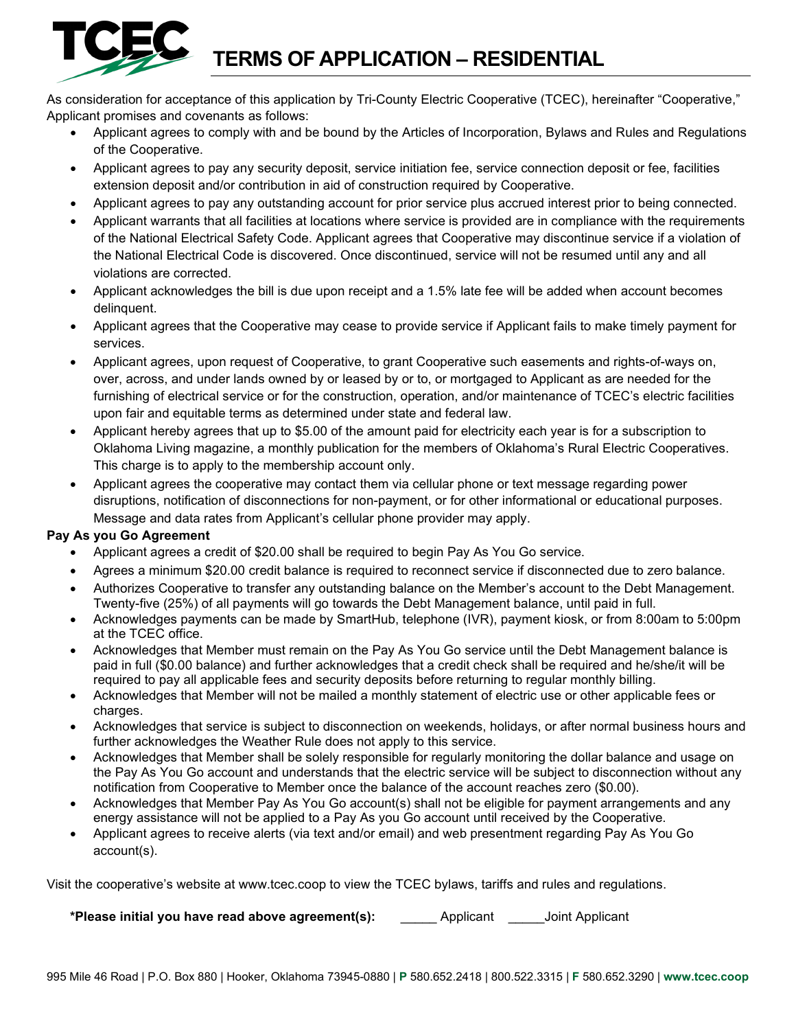# TERMS OF APPLICATION – RESIDENTIAL

As consideration for acceptance of this application by Tri-County Electric Cooperative (TCEC), hereinafter "Cooperative," Applicant promises and covenants as follows:

- Applicant agrees to comply with and be bound by the Articles of Incorporation, Bylaws and Rules and Regulations of the Cooperative.
- Applicant agrees to pay any security deposit, service initiation fee, service connection deposit or fee, facilities extension deposit and/or contribution in aid of construction required by Cooperative.
- Applicant agrees to pay any outstanding account for prior service plus accrued interest prior to being connected.
- Applicant warrants that all facilities at locations where service is provided are in compliance with the requirements of the National Electrical Safety Code. Applicant agrees that Cooperative may discontinue service if a violation of the National Electrical Code is discovered. Once discontinued, service will not be resumed until any and all violations are corrected.
- Applicant acknowledges the bill is due upon receipt and a 1.5% late fee will be added when account becomes delinquent.
- Applicant agrees that the Cooperative may cease to provide service if Applicant fails to make timely payment for services.
- Applicant agrees, upon request of Cooperative, to grant Cooperative such easements and rights-of-ways on, over, across, and under lands owned by or leased by or to, or mortgaged to Applicant as are needed for the furnishing of electrical service or for the construction, operation, and/or maintenance of TCEC's electric facilities upon fair and equitable terms as determined under state and federal law.
- Applicant hereby agrees that up to $5.00 of the amount paid for electricity each year is for a subscription to Oklahoma Living magazine, a monthly publication for the members of Oklahoma's Rural Electric Cooperatives. This charge is to apply to the membership account only.
- Applicant agrees the cooperative may contact them via cellular phone or text message regarding power disruptions, notification of disconnections for non-payment, or for other informational or educational purposes. Message and data rates from Applicant's cellular phone provider may apply.

**Pay As you Go Agreement**

- Applicant agrees a credit of $20.00 shall be required to begin Pay As You Go service.
- Agrees a minimum $20.00 credit balance is required to reconnect service if disconnected due to zero balance.
- Authorizes Cooperative to transfer any outstanding balance on the Member's account to the Debt Management. Twenty-five (25%) of all payments will go towards the Debt Management balance, until paid in full.
- Acknowledges payments can be made by SmartHub, telephone (IVR), payment kiosk, or from 8:00am to 5:00pm at the TCEC office.
- Acknowledges that Member must remain on the Pay As You Go service until the Debt Management balance is paid in full ($0.00 balance) and further acknowledges that a credit check shall be required and he/she/it will be required to pay all applicable fees and security deposits before returning to regular monthly billing.
- Acknowledges that Member will not be mailed a monthly statement of electric use or other applicable fees or charges.
- Acknowledges that service is subject to disconnection on weekends, holidays, or after normal business hours and further acknowledges the Weather Rule does not apply to this service.
- Acknowledges that Member shall be solely responsible for regularly monitoring the dollar balance and usage on the Pay As You Go account and understands that the electric service will be subject to disconnection without any notification from Cooperative to Member once the balance of the account reaches zero ($0.00).
- Acknowledges that Member Pay As You Go account(s) shall not be eligible for payment arrangements and any energy assistance will not be applied to a Pay As you Go account until received by the Cooperative.
- Applicant agrees to receive alerts (via text and/or email) and web presentment regarding Pay As You Go account(s).

Visit the cooperative's website at www.tcec.coop to view the TCEC bylaws, tariffs and rules and regulations.

**\*Please initial you have read above agreement(s):** _____ Applicant _____Joint Applicant

995 Mile 46 Road | P.O. Box 880 | Hooker, Oklahoma 73945-0880 | **P** 580.652.2418 | 800.522.3315 | **F** 580.652.3290 | **www.tcec.coop**